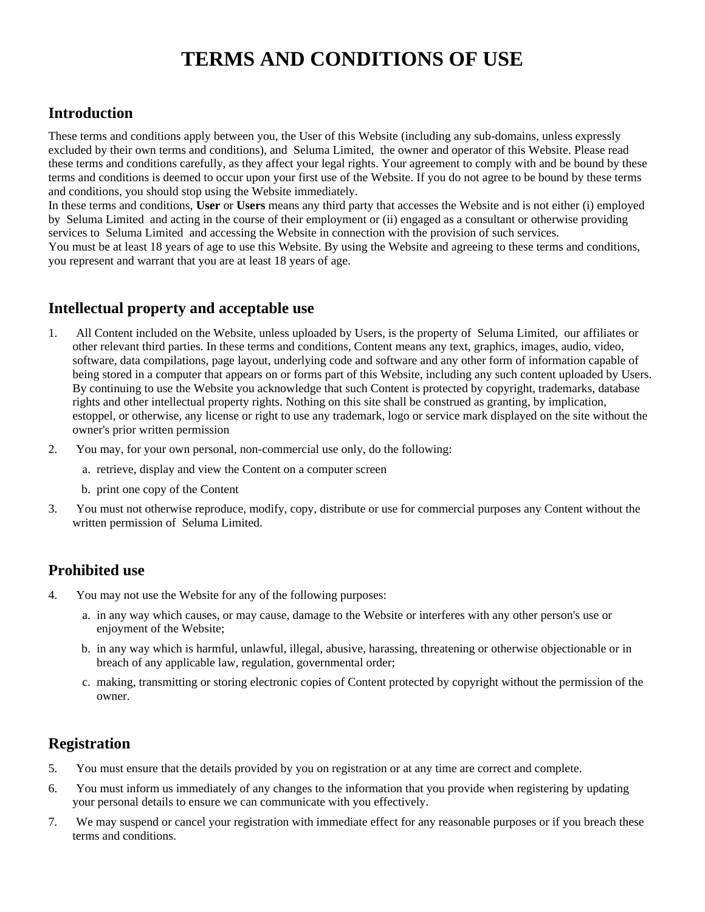# TERMS AND CONDITIONS OF USE

## Introduction

These terms and conditions apply between you, the User of this Website (including any sub-domains, unless expressly excluded by their own terms and conditions), and Seluma Limited, the owner and operator of this Website. Please read these terms and conditions carefully, as they affect your legal rights. Your agreement to comply with and be bound by these terms and conditions is deemed to occur upon your first use of the Website. If you do not agree to be bound by these terms and conditions, you should stop using the Website immediately.

In these terms and conditions, **User** or **Users** means any third party that accesses the Website and is not either (i) employed by Seluma Limited and acting in the course of their employment or (ii) engaged as a consultant or otherwise providing services to Seluma Limited and accessing the Website in connection with the provision of such services.

You must be at least 18 years of age to use this Website. By using the Website and agreeing to these terms and conditions, you represent and warrant that you are at least 18 years of age.

## Intellectual property and acceptable use

1. All Content included on the Website, unless uploaded by Users, is the property of Seluma Limited, our affiliates or other relevant third parties. In these terms and conditions, Content means any text, graphics, images, audio, video, software, data compilations, page layout, underlying code and software and any other form of information capable of being stored in a computer that appears on or forms part of this Website, including any such content uploaded by Users. By continuing to use the Website you acknowledge that such Content is protected by copyright, trademarks, database rights and other intellectual property rights. Nothing on this site shall be construed as granting, by implication, estoppel, or otherwise, any license or right to use any trademark, logo or service mark displayed on the site without the owner's prior written permission
2. You may, for your own personal, non-commercial use only, do the following:
   a. retrieve, display and view the Content on a computer screen
   b. print one copy of the Content
3. You must not otherwise reproduce, modify, copy, distribute or use for commercial purposes any Content without the written permission of Seluma Limited.

## Prohibited use

4. You may not use the Website for any of the following purposes:
   a. in any way which causes, or may cause, damage to the Website or interferes with any other person's use or enjoyment of the Website;
   b. in any way which is harmful, unlawful, illegal, abusive, harassing, threatening or otherwise objectionable or in breach of any applicable law, regulation, governmental order;
   c. making, transmitting or storing electronic copies of Content protected by copyright without the permission of the owner.

## Registration

5. You must ensure that the details provided by you on registration or at any time are correct and complete.
6. You must inform us immediately of any changes to the information that you provide when registering by updating your personal details to ensure we can communicate with you effectively.
7. We may suspend or cancel your registration with immediate effect for any reasonable purposes or if you breach these terms and conditions.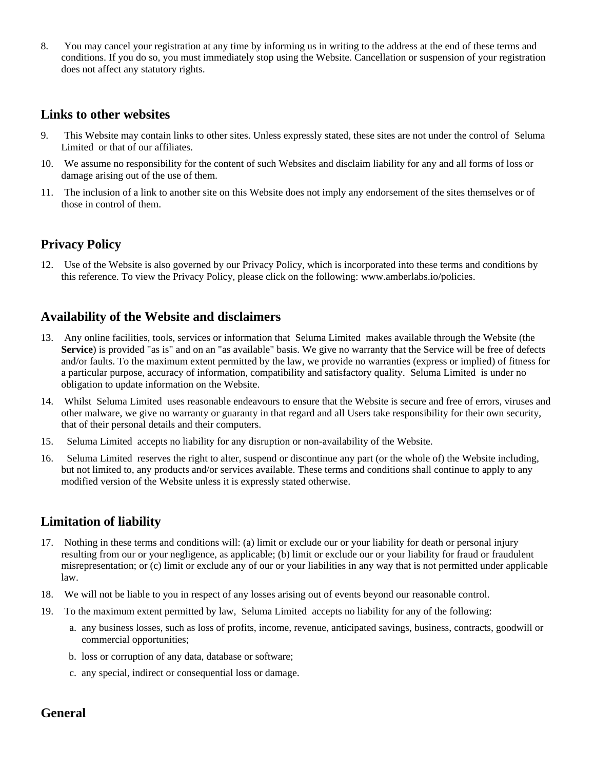8. You may cancel your registration at any time by informing us in writing to the address at the end of these terms and conditions. If you do so, you must immediately stop using the Website. Cancellation or suspension of your registration does not affect any statutory rights.

## Links to other websites

9. This Website may contain links to other sites. Unless expressly stated, these sites are not under the control of Seluma Limited or that of our affiliates.
10. We assume no responsibility for the content of such Websites and disclaim liability for any and all forms of loss or damage arising out of the use of them.
11. The inclusion of a link to another site on this Website does not imply any endorsement of the sites themselves or of those in control of them.

## Privacy Policy

12. Use of the Website is also governed by our Privacy Policy, which is incorporated into these terms and conditions by this reference. To view the Privacy Policy, please click on the following: www.amberlabs.io/policies.

## Availability of the Website and disclaimers

13. Any online facilities, tools, services or information that Seluma Limited makes available through the Website (the **Service**) is provided "as is" and on an "as available" basis. We give no warranty that the Service will be free of defects and/or faults. To the maximum extent permitted by the law, we provide no warranties (express or implied) of fitness for a particular purpose, accuracy of information, compatibility and satisfactory quality. Seluma Limited is under no obligation to update information on the Website.
14. Whilst Seluma Limited uses reasonable endeavours to ensure that the Website is secure and free of errors, viruses and other malware, we give no warranty or guaranty in that regard and all Users take responsibility for their own security, that of their personal details and their computers.
15. Seluma Limited accepts no liability for any disruption or non-availability of the Website.
16. Seluma Limited reserves the right to alter, suspend or discontinue any part (or the whole of) the Website including, but not limited to, any products and/or services available. These terms and conditions shall continue to apply to any modified version of the Website unless it is expressly stated otherwise.

## Limitation of liability

17. Nothing in these terms and conditions will: (a) limit or exclude our or your liability for death or personal injury resulting from our or your negligence, as applicable; (b) limit or exclude our or your liability for fraud or fraudulent misrepresentation; or (c) limit or exclude any of our or your liabilities in any way that is not permitted under applicable law.
18. We will not be liable to you in respect of any losses arising out of events beyond our reasonable control.
19. To the maximum extent permitted by law, Seluma Limited accepts no liability for any of the following:
    a. any business losses, such as loss of profits, income, revenue, anticipated savings, business, contracts, goodwill or commercial opportunities;
    b. loss or corruption of any data, database or software;
    c. any special, indirect or consequential loss or damage.

## General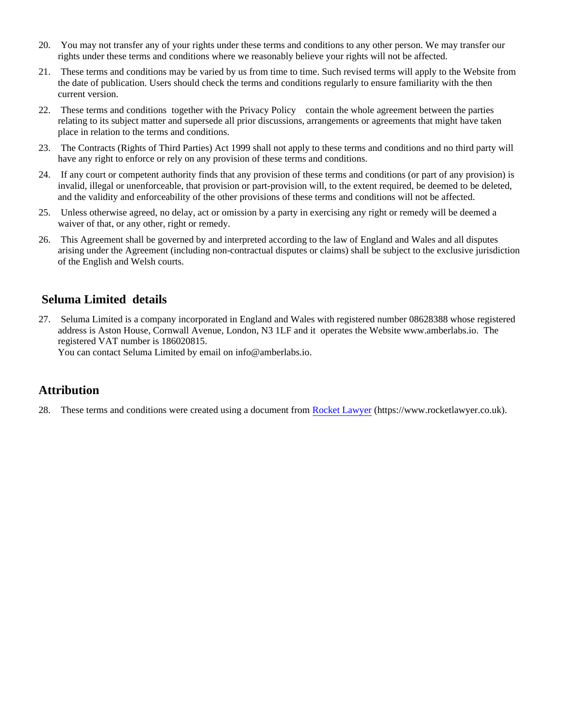20. You may not transfer any of your rights under these terms and conditions to any other person. We may transfer our rights under these terms and conditions where we reasonably believe your rights will not be affected.

21. These terms and conditions may be varied by us from time to time. Such revised terms will apply to the Website from the date of publication. Users should check the terms and conditions regularly to ensure familiarity with the then current version.

22. These terms and conditions together with the Privacy Policy contain the whole agreement between the parties relating to its subject matter and supersede all prior discussions, arrangements or agreements that might have taken place in relation to the terms and conditions.

23. The Contracts (Rights of Third Parties) Act 1999 shall not apply to these terms and conditions and no third party will have any right to enforce or rely on any provision of these terms and conditions.

24. If any court or competent authority finds that any provision of these terms and conditions (or part of any provision) is invalid, illegal or unenforceable, that provision or part-provision will, to the extent required, be deemed to be deleted, and the validity and enforceability of the other provisions of these terms and conditions will not be affected.

25. Unless otherwise agreed, no delay, act or omission by a party in exercising any right or remedy will be deemed a waiver of that, or any other, right or remedy.

26. This Agreement shall be governed by and interpreted according to the law of England and Wales and all disputes arising under the Agreement (including non-contractual disputes or claims) shall be subject to the exclusive jurisdiction of the English and Welsh courts.

## Seluma Limited details

27. Seluma Limited is a company incorporated in England and Wales with registered number 08628388 whose registered address is Aston House, Cornwall Avenue, London, N3 1LF and it operates the Website www.amberlabs.io. The registered VAT number is 186020815.
    You can contact Seluma Limited by email on info@amberlabs.io.

## Attribution

28. These terms and conditions were created using a document from Rocket Lawyer (https://www.rocketlawyer.co.uk).